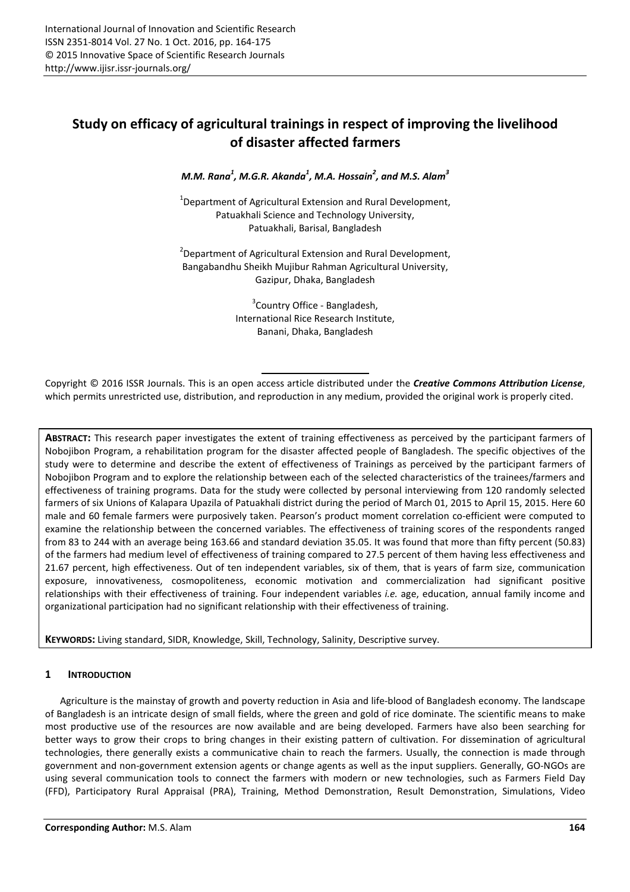# Study on efficacy of agricultural trainings in respect of improving the livelihood of disaster affected farmers

***M.M. Rana[1], M.G.R. Akanda[1], M.A. Hossain[2], and M.S. Alam[3]***

[1]Department of Agricultural Extension and Rural Development,
Patuakhali Science and Technology University,
Patuakhali, Barisal, Bangladesh

[2]Department of Agricultural Extension and Rural Development,
Bangabandhu Sheikh Mujibur Rahman Agricultural University,
Gazipur, Dhaka, Bangladesh

[3]Country Office - Bangladesh,
International Rice Research Institute,
Banani, Dhaka, Bangladesh

Copyright © 2016 ISSR Journals. This is an open access article distributed under the ***Creative Commons Attribution License***, which permits unrestricted use, distribution, and reproduction in any medium, provided the original work is properly cited.

**ABSTRACT:** This research paper investigates the extent of training effectiveness as perceived by the participant farmers of Nobojibon Program, a rehabilitation program for the disaster affected people of Bangladesh. The specific objectives of the study were to determine and describe the extent of effectiveness of Trainings as perceived by the participant farmers of Nobojibon Program and to explore the relationship between each of the selected characteristics of the trainees/farmers and effectiveness of training programs. Data for the study were collected by personal interviewing from 120 randomly selected farmers of six Unions of Kalapara Upazila of Patuakhali district during the period of March 01, 2015 to April 15, 2015. Here 60 male and 60 female farmers were purposively taken. Pearson's product moment correlation co-efficient were computed to examine the relationship between the concerned variables. The effectiveness of training scores of the respondents ranged from 83 to 244 with an average being 163.66 and standard deviation 35.05. It was found that more than fifty percent (50.83) of the farmers had medium level of effectiveness of training compared to 27.5 percent of them having less effectiveness and 21.67 percent, high effectiveness. Out of ten independent variables, six of them, that is years of farm size, communication exposure, innovativeness, cosmopoliteness, economic motivation and commercialization had significant positive relationships with their effectiveness of training. Four independent variables *i.e.* age, education, annual family income and organizational participation had no significant relationship with their effectiveness of training.

**KEYWORDS:** Living standard, SIDR, Knowledge, Skill, Technology, Salinity, Descriptive survey.

## 1 INTRODUCTION

Agriculture is the mainstay of growth and poverty reduction in Asia and life-blood of Bangladesh economy. The landscape of Bangladesh is an intricate design of small fields, where the green and gold of rice dominate. The scientific means to make most productive use of the resources are now available and are being developed. Farmers have also been searching for better ways to grow their crops to bring changes in their existing pattern of cultivation. For dissemination of agricultural technologies, there generally exists a communicative chain to reach the farmers. Usually, the connection is made through government and non-government extension agents or change agents as well as the input suppliers. Generally, GO-NGOs are using several communication tools to connect the farmers with modern or new technologies, such as Farmers Field Day (FFD), Participatory Rural Appraisal (PRA), Training, Method Demonstration, Result Demonstration, Simulations, Video

**Corresponding Author:** M.S. Alam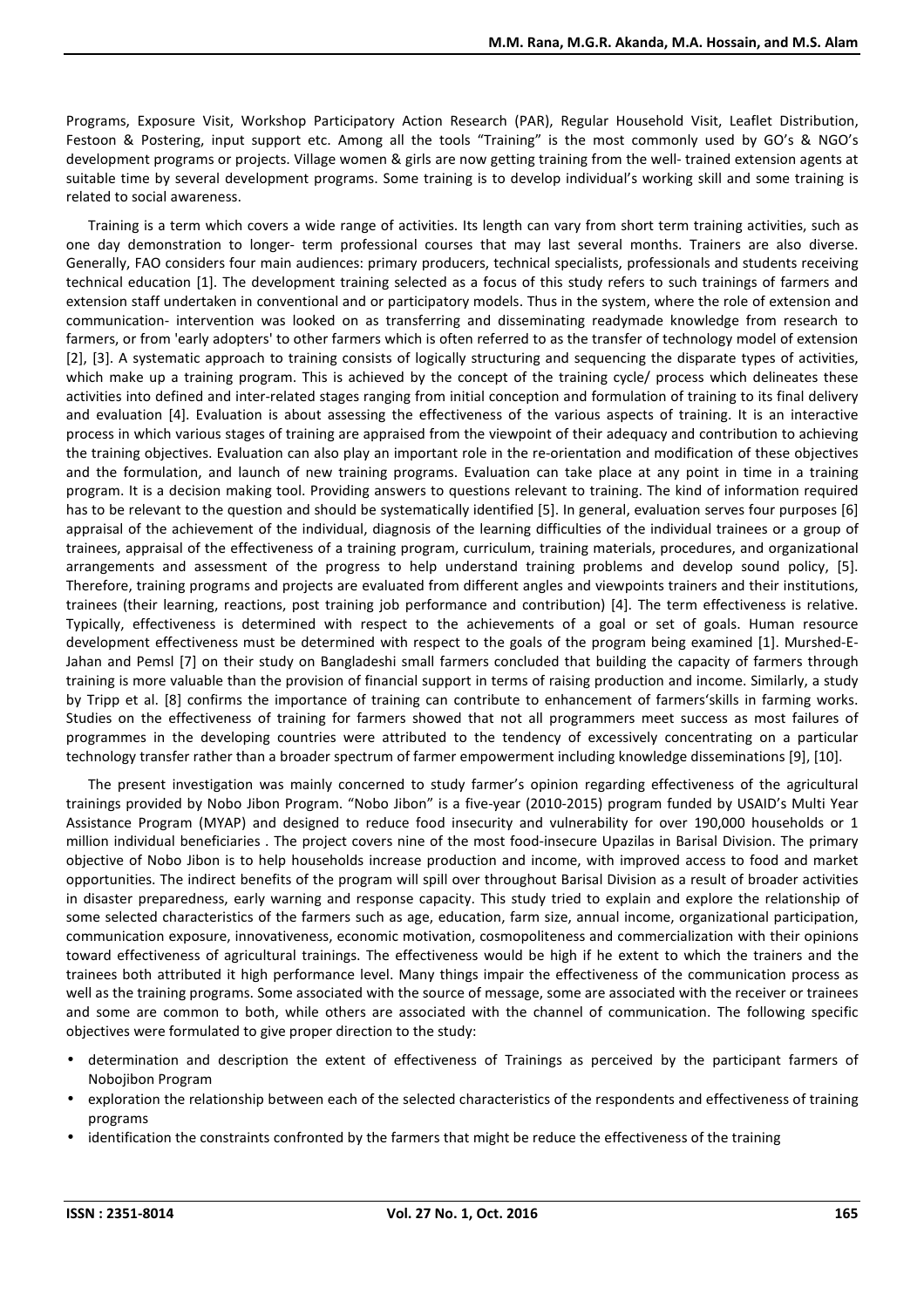Programs, Exposure Visit, Workshop Participatory Action Research (PAR), Regular Household Visit, Leaflet Distribution, Festoon & Postering, input support etc. Among all the tools "Training" is the most commonly used by GO's & NGO's development programs or projects. Village women & girls are now getting training from the well- trained extension agents at suitable time by several development programs. Some training is to develop individual's working skill and some training is related to social awareness.

Training is a term which covers a wide range of activities. Its length can vary from short term training activities, such as one day demonstration to longer- term professional courses that may last several months. Trainers are also diverse. Generally, FAO considers four main audiences: primary producers, technical specialists, professionals and students receiving technical education [1]. The development training selected as a focus of this study refers to such trainings of farmers and extension staff undertaken in conventional and or participatory models. Thus in the system, where the role of extension and communication- intervention was looked on as transferring and disseminating readymade knowledge from research to farmers, or from 'early adopters' to other farmers which is often referred to as the transfer of technology model of extension [2], [3]. A systematic approach to training consists of logically structuring and sequencing the disparate types of activities, which make up a training program. This is achieved by the concept of the training cycle/ process which delineates these activities into defined and inter-related stages ranging from initial conception and formulation of training to its final delivery and evaluation [4]. Evaluation is about assessing the effectiveness of the various aspects of training. It is an interactive process in which various stages of training are appraised from the viewpoint of their adequacy and contribution to achieving the training objectives. Evaluation can also play an important role in the re-orientation and modification of these objectives and the formulation, and launch of new training programs. Evaluation can take place at any point in time in a training program. It is a decision making tool. Providing answers to questions relevant to training. The kind of information required has to be relevant to the question and should be systematically identified [5]. In general, evaluation serves four purposes [6] appraisal of the achievement of the individual, diagnosis of the learning difficulties of the individual trainees or a group of trainees, appraisal of the effectiveness of a training program, curriculum, training materials, procedures, and organizational arrangements and assessment of the progress to help understand training problems and develop sound policy, [5]. Therefore, training programs and projects are evaluated from different angles and viewpoints trainers and their institutions, trainees (their learning, reactions, post training job performance and contribution) [4]. The term effectiveness is relative. Typically, effectiveness is determined with respect to the achievements of a goal or set of goals. Human resource development effectiveness must be determined with respect to the goals of the program being examined [1]. Murshed-E-Jahan and Pemsl [7] on their study on Bangladeshi small farmers concluded that building the capacity of farmers through training is more valuable than the provision of financial support in terms of raising production and income. Similarly, a study by Tripp et al. [8] confirms the importance of training can contribute to enhancement of farmers'skills in farming works. Studies on the effectiveness of training for farmers showed that not all programmers meet success as most failures of programmes in the developing countries were attributed to the tendency of excessively concentrating on a particular technology transfer rather than a broader spectrum of farmer empowerment including knowledge disseminations [9], [10].

The present investigation was mainly concerned to study farmer's opinion regarding effectiveness of the agricultural trainings provided by Nobo Jibon Program. "Nobo Jibon" is a five-year (2010-2015) program funded by USAID's Multi Year Assistance Program (MYAP) and designed to reduce food insecurity and vulnerability for over 190,000 households or 1 million individual beneficiaries . The project covers nine of the most food-insecure Upazilas in Barisal Division. The primary objective of Nobo Jibon is to help households increase production and income, with improved access to food and market opportunities. The indirect benefits of the program will spill over throughout Barisal Division as a result of broader activities in disaster preparedness, early warning and response capacity. This study tried to explain and explore the relationship of some selected characteristics of the farmers such as age, education, farm size, annual income, organizational participation, communication exposure, innovativeness, economic motivation, cosmopoliteness and commercialization with their opinions toward effectiveness of agricultural trainings. The effectiveness would be high if he extent to which the trainers and the trainees both attributed it high performance level. Many things impair the effectiveness of the communication process as well as the training programs. Some associated with the source of message, some are associated with the receiver or trainees and some are common to both, while others are associated with the channel of communication. The following specific objectives were formulated to give proper direction to the study:

- determination and description the extent of effectiveness of Trainings as perceived by the participant farmers of Nobojibon Program
- exploration the relationship between each of the selected characteristics of the respondents and effectiveness of training programs
- identification the constraints confronted by the farmers that might be reduce the effectiveness of the training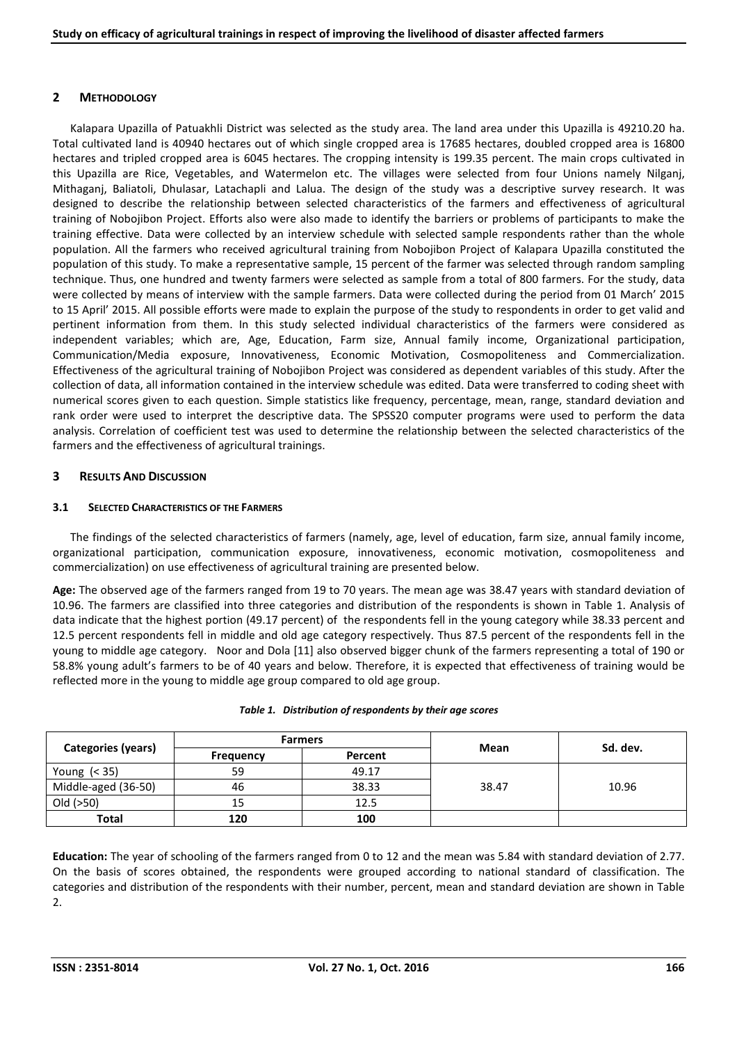## 2 METHODOLOGY

Kalapara Upazilla of Patuakhli District was selected as the study area. The land area under this Upazilla is 49210.20 ha. Total cultivated land is 40940 hectares out of which single cropped area is 17685 hectares, doubled cropped area is 16800 hectares and tripled cropped area is 6045 hectares. The cropping intensity is 199.35 percent. The main crops cultivated in this Upazilla are Rice, Vegetables, and Watermelon etc. The villages were selected from four Unions namely Nilganj, Mithaganj, Baliatoli, Dhulasar, Latachapli and Lalua. The design of the study was a descriptive survey research. It was designed to describe the relationship between selected characteristics of the farmers and effectiveness of agricultural training of Nobojibon Project. Efforts also were also made to identify the barriers or problems of participants to make the training effective. Data were collected by an interview schedule with selected sample respondents rather than the whole population. All the farmers who received agricultural training from Nobojibon Project of Kalapara Upazilla constituted the population of this study. To make a representative sample, 15 percent of the farmer was selected through random sampling technique. Thus, one hundred and twenty farmers were selected as sample from a total of 800 farmers. For the study, data were collected by means of interview with the sample farmers. Data were collected during the period from 01 March' 2015 to 15 April' 2015. All possible efforts were made to explain the purpose of the study to respondents in order to get valid and pertinent information from them. In this study selected individual characteristics of the farmers were considered as independent variables; which are, Age, Education, Farm size, Annual family income, Organizational participation, Communication/Media exposure, Innovativeness, Economic Motivation, Cosmopoliteness and Commercialization. Effectiveness of the agricultural training of Nobojibon Project was considered as dependent variables of this study. After the collection of data, all information contained in the interview schedule was edited. Data were transferred to coding sheet with numerical scores given to each question. Simple statistics like frequency, percentage, mean, range, standard deviation and rank order were used to interpret the descriptive data. The SPSS20 computer programs were used to perform the data analysis. Correlation of coefficient test was used to determine the relationship between the selected characteristics of the farmers and the effectiveness of agricultural trainings.

## 3 RESULTS AND DISCUSSION

### 3.1 SELECTED CHARACTERISTICS OF THE FARMERS

The findings of the selected characteristics of farmers (namely, age, level of education, farm size, annual family income, organizational participation, communication exposure, innovativeness, economic motivation, cosmopoliteness and commercialization) on use effectiveness of agricultural training are presented below.

**Age:** The observed age of the farmers ranged from 19 to 70 years. The mean age was 38.47 years with standard deviation of 10.96. The farmers are classified into three categories and distribution of the respondents is shown in Table 1. Analysis of data indicate that the highest portion (49.17 percent) of the respondents fell in the young category while 38.33 percent and 12.5 percent respondents fell in middle and old age category respectively. Thus 87.5 percent of the respondents fell in the young to middle age category. Noor and Dola [11] also observed bigger chunk of the farmers representing a total of 190 or 58.8% young adult's farmers to be of 40 years and below. Therefore, it is expected that effectiveness of training would be reflected more in the young to middle age group compared to old age group.

*Table 1. Distribution of respondents by their age scores*

| Categories (years) | Farmers | | Mean | Sd. dev. |
|---|---|---|---|---|
| | Frequency | Percent | | |
| Young (< 35) | 59 | 49.17 | 38.47 | 10.96 |
| Middle-aged (36-50) | 46 | 38.33 | | |
| Old (>50) | 15 | 12.5 | | |
| **Total** | **120** | **100** | | |

**Education:** The year of schooling of the farmers ranged from 0 to 12 and the mean was 5.84 with standard deviation of 2.77. On the basis of scores obtained, the respondents were grouped according to national standard of classification. The categories and distribution of the respondents with their number, percent, mean and standard deviation are shown in Table 2.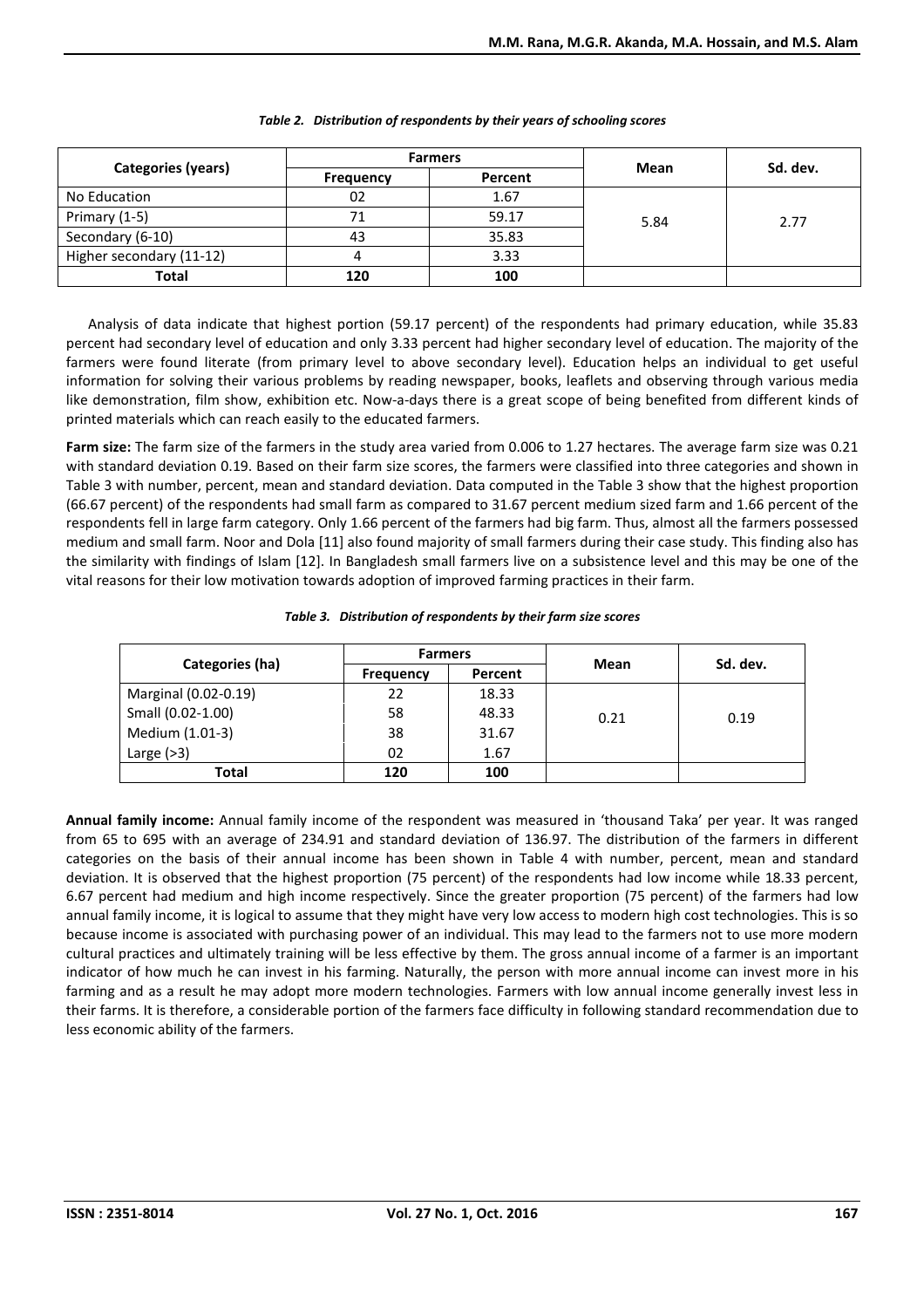*Table 2. Distribution of respondents by their years of schooling scores*

| Categories (years) | Farmers | | Mean | Sd. dev. |
|---|---|---|---|---|
| | Frequency | Percent | | |
| No Education | 02 | 1.67 | 5.84 | 2.77 |
| Primary (1-5) | 71 | 59.17 | | |
| Secondary (6-10) | 43 | 35.83 | | |
| Higher secondary (11-12) | 4 | 3.33 | | |
| **Total** | **120** | **100** | | |

Analysis of data indicate that highest portion (59.17 percent) of the respondents had primary education, while 35.83 percent had secondary level of education and only 3.33 percent had higher secondary level of education. The majority of the farmers were found literate (from primary level to above secondary level). Education helps an individual to get useful information for solving their various problems by reading newspaper, books, leaflets and observing through various media like demonstration, film show, exhibition etc. Now-a-days there is a great scope of being benefited from different kinds of printed materials which can reach easily to the educated farmers.

**Farm size:** The farm size of the farmers in the study area varied from 0.006 to 1.27 hectares. The average farm size was 0.21 with standard deviation 0.19. Based on their farm size scores, the farmers were classified into three categories and shown in Table 3 with number, percent, mean and standard deviation. Data computed in the Table 3 show that the highest proportion (66.67 percent) of the respondents had small farm as compared to 31.67 percent medium sized farm and 1.66 percent of the respondents fell in large farm category. Only 1.66 percent of the farmers had big farm. Thus, almost all the farmers possessed medium and small farm. Noor and Dola [11] also found majority of small farmers during their case study. This finding also has the similarity with findings of Islam [12]. In Bangladesh small farmers live on a subsistence level and this may be one of the vital reasons for their low motivation towards adoption of improved farming practices in their farm.

*Table 3. Distribution of respondents by their farm size scores*

| Categories (ha) | Farmers | | Mean | Sd. dev. |
|---|---|---|---|---|
| | Frequency | Percent | | |
| Marginal (0.02-0.19) | 22 | 18.33 | 0.21 | 0.19 |
| Small (0.02-1.00) | 58 | 48.33 | | |
| Medium (1.01-3) | 38 | 31.67 | | |
| Large (>3) | 02 | 1.67 | | |
| **Total** | **120** | **100** | | |

**Annual family income:** Annual family income of the respondent was measured in 'thousand Taka' per year. It was ranged from 65 to 695 with an average of 234.91 and standard deviation of 136.97. The distribution of the farmers in different categories on the basis of their annual income has been shown in Table 4 with number, percent, mean and standard deviation. It is observed that the highest proportion (75 percent) of the respondents had low income while 18.33 percent, 6.67 percent had medium and high income respectively. Since the greater proportion (75 percent) of the farmers had low annual family income, it is logical to assume that they might have very low access to modern high cost technologies. This is so because income is associated with purchasing power of an individual. This may lead to the farmers not to use more modern cultural practices and ultimately training will be less effective by them. The gross annual income of a farmer is an important indicator of how much he can invest in his farming. Naturally, the person with more annual income can invest more in his farming and as a result he may adopt more modern technologies. Farmers with low annual income generally invest less in their farms. It is therefore, a considerable portion of the farmers face difficulty in following standard recommendation due to less economic ability of the farmers.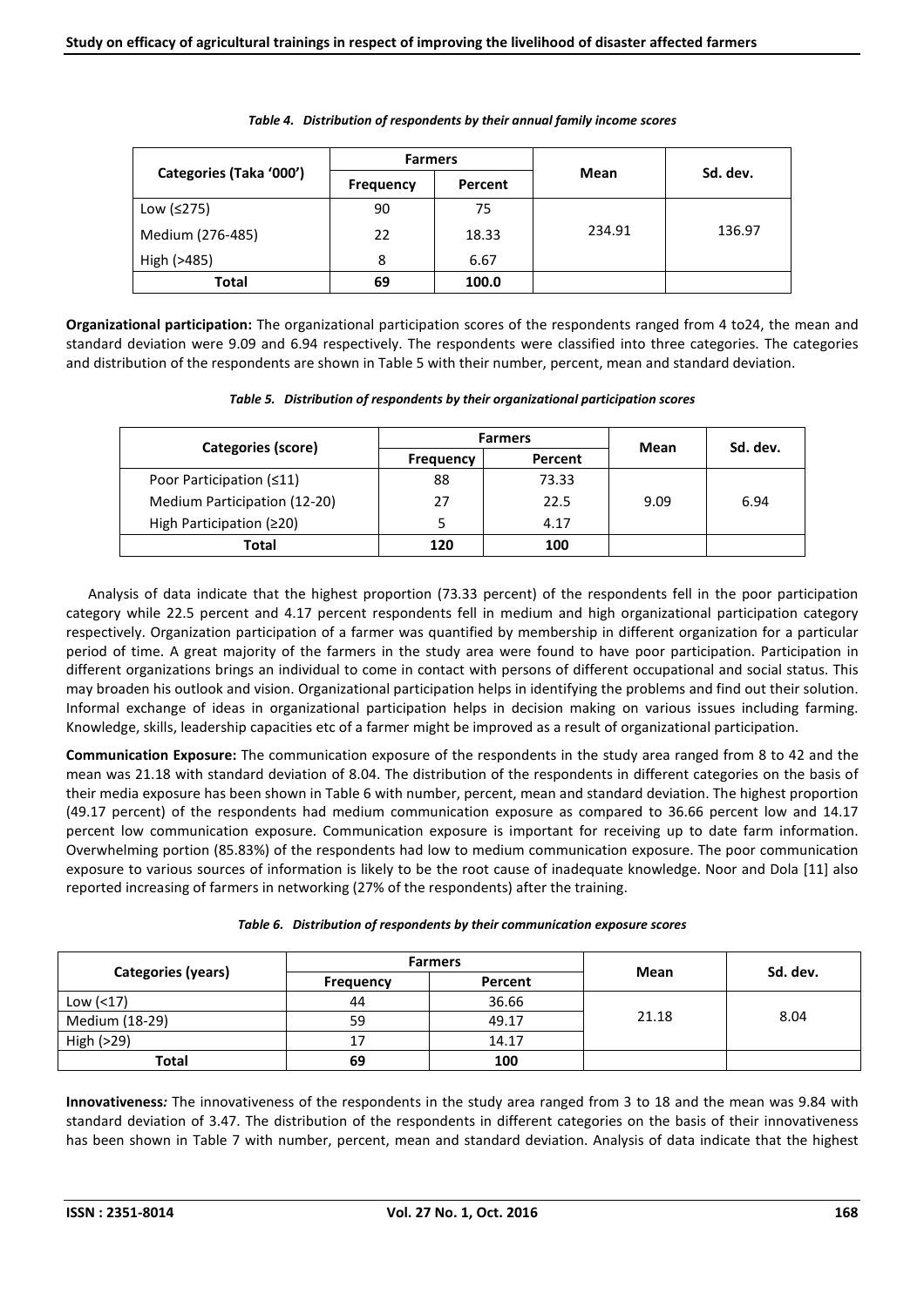*Table 4. Distribution of respondents by their annual family income scores*

| Categories (Taka '000') | Farmers | | Mean | Sd. dev. |
|---|---|---|---|---|
| | Frequency | Percent | | |
| Low (≤275) | 90 | 75 | 234.91 | 136.97 |
| Medium (276-485) | 22 | 18.33 | | |
| High (>485) | 8 | 6.67 | | |
| **Total** | **69** | **100.0** | | |

**Organizational participation:** The organizational participation scores of the respondents ranged from 4 to24, the mean and standard deviation were 9.09 and 6.94 respectively. The respondents were classified into three categories. The categories and distribution of the respondents are shown in Table 5 with their number, percent, mean and standard deviation.

*Table 5. Distribution of respondents by their organizational participation scores*

| Categories (score) | Farmers | | Mean | Sd. dev. |
|---|---|---|---|---|
| | Frequency | Percent | | |
| Poor Participation (≤11) | 88 | 73.33 | 9.09 | 6.94 |
| Medium Participation (12-20) | 27 | 22.5 | | |
| High Participation (≥20) | 5 | 4.17 | | |
| **Total** | **120** | **100** | | |

Analysis of data indicate that the highest proportion (73.33 percent) of the respondents fell in the poor participation category while 22.5 percent and 4.17 percent respondents fell in medium and high organizational participation category respectively. Organization participation of a farmer was quantified by membership in different organization for a particular period of time. A great majority of the farmers in the study area were found to have poor participation. Participation in different organizations brings an individual to come in contact with persons of different occupational and social status. This may broaden his outlook and vision. Organizational participation helps in identifying the problems and find out their solution. Informal exchange of ideas in organizational participation helps in decision making on various issues including farming. Knowledge, skills, leadership capacities etc of a farmer might be improved as a result of organizational participation.

**Communication Exposure:** The communication exposure of the respondents in the study area ranged from 8 to 42 and the mean was 21.18 with standard deviation of 8.04. The distribution of the respondents in different categories on the basis of their media exposure has been shown in Table 6 with number, percent, mean and standard deviation. The highest proportion (49.17 percent) of the respondents had medium communication exposure as compared to 36.66 percent low and 14.17 percent low communication exposure. Communication exposure is important for receiving up to date farm information. Overwhelming portion (85.83%) of the respondents had low to medium communication exposure. The poor communication exposure to various sources of information is likely to be the root cause of inadequate knowledge. Noor and Dola [11] also reported increasing of farmers in networking (27% of the respondents) after the training.

*Table 6. Distribution of respondents by their communication exposure scores*

| Categories (years) | Farmers | | Mean | Sd. dev. |
|---|---|---|---|---|
| | Frequency | Percent | | |
| Low (<17) | 44 | 36.66 | 21.18 | 8.04 |
| Medium (18-29) | 59 | 49.17 | | |
| High (>29) | 17 | 14.17 | | |
| **Total** | **69** | **100** | | |

**Innovativeness***:* The innovativeness of the respondents in the study area ranged from 3 to 18 and the mean was 9.84 with standard deviation of 3.47. The distribution of the respondents in different categories on the basis of their innovativeness has been shown in Table 7 with number, percent, mean and standard deviation. Analysis of data indicate that the highest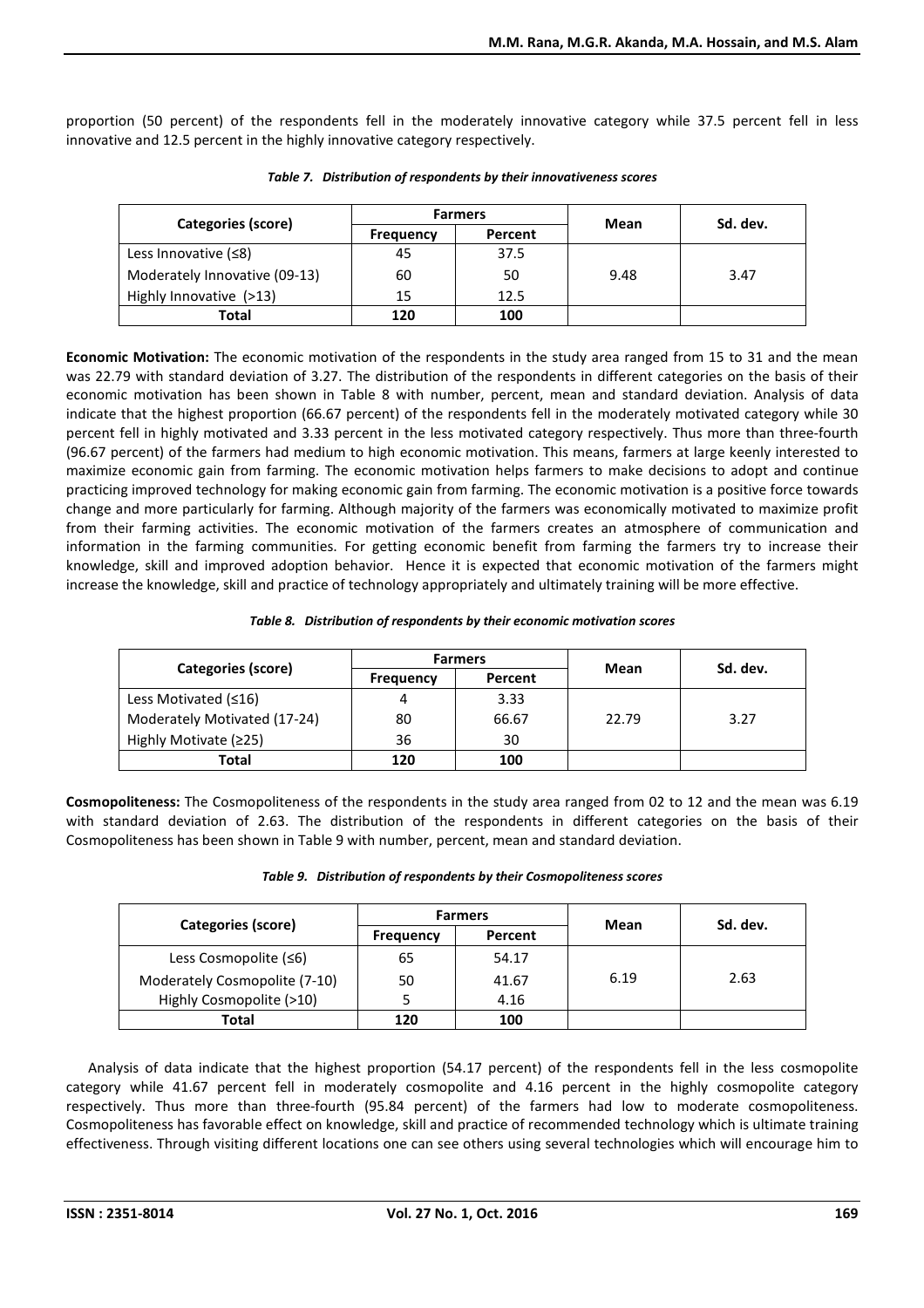proportion (50 percent) of the respondents fell in the moderately innovative category while 37.5 percent fell in less innovative and 12.5 percent in the highly innovative category respectively.

*Table 7. Distribution of respondents by their innovativeness scores*

| Categories (score) | Farmers | | Mean | Sd. dev. |
|---|---|---|---|---|
| | Frequency | Percent | | |
| Less Innovative (≤8) | 45 | 37.5 | | |
| Moderately Innovative (09-13) | 60 | 50 | 9.48 | 3.47 |
| Highly Innovative (>13) | 15 | 12.5 | | |
| **Total** | **120** | **100** | | |

**Economic Motivation:** The economic motivation of the respondents in the study area ranged from 15 to 31 and the mean was 22.79 with standard deviation of 3.27. The distribution of the respondents in different categories on the basis of their economic motivation has been shown in Table 8 with number, percent, mean and standard deviation. Analysis of data indicate that the highest proportion (66.67 percent) of the respondents fell in the moderately motivated category while 30 percent fell in highly motivated and 3.33 percent in the less motivated category respectively. Thus more than three-fourth (96.67 percent) of the farmers had medium to high economic motivation. This means, farmers at large keenly interested to maximize economic gain from farming. The economic motivation helps farmers to make decisions to adopt and continue practicing improved technology for making economic gain from farming. The economic motivation is a positive force towards change and more particularly for farming. Although majority of the farmers was economically motivated to maximize profit from their farming activities. The economic motivation of the farmers creates an atmosphere of communication and information in the farming communities. For getting economic benefit from farming the farmers try to increase their knowledge, skill and improved adoption behavior. Hence it is expected that economic motivation of the farmers might increase the knowledge, skill and practice of technology appropriately and ultimately training will be more effective.

*Table 8. Distribution of respondents by their economic motivation scores*

| Categories (score) | Farmers | | Mean | Sd. dev. |
|---|---|---|---|---|
| | Frequency | Percent | | |
| Less Motivated (≤16) | 4 | 3.33 | | |
| Moderately Motivated (17-24) | 80 | 66.67 | 22.79 | 3.27 |
| Highly Motivate (≥25) | 36 | 30 | | |
| **Total** | **120** | **100** | | |

**Cosmopoliteness:** The Cosmopoliteness of the respondents in the study area ranged from 02 to 12 and the mean was 6.19 with standard deviation of 2.63. The distribution of the respondents in different categories on the basis of their Cosmopoliteness has been shown in Table 9 with number, percent, mean and standard deviation.

*Table 9. Distribution of respondents by their Cosmopoliteness scores*

| Categories (score) | Farmers | | Mean | Sd. dev. |
|---|---|---|---|---|
| | Frequency | Percent | | |
| Less Cosmopolite (≤6) | 65 | 54.17 | | |
| Moderately Cosmopolite (7-10) | 50 | 41.67 | 6.19 | 2.63 |
| Highly Cosmopolite (>10) | 5 | 4.16 | | |
| **Total** | **120** | **100** | | |

Analysis of data indicate that the highest proportion (54.17 percent) of the respondents fell in the less cosmopolite category while 41.67 percent fell in moderately cosmopolite and 4.16 percent in the highly cosmopolite category respectively. Thus more than three-fourth (95.84 percent) of the farmers had low to moderate cosmopoliteness. Cosmopoliteness has favorable effect on knowledge, skill and practice of recommended technology which is ultimate training effectiveness. Through visiting different locations one can see others using several technologies which will encourage him to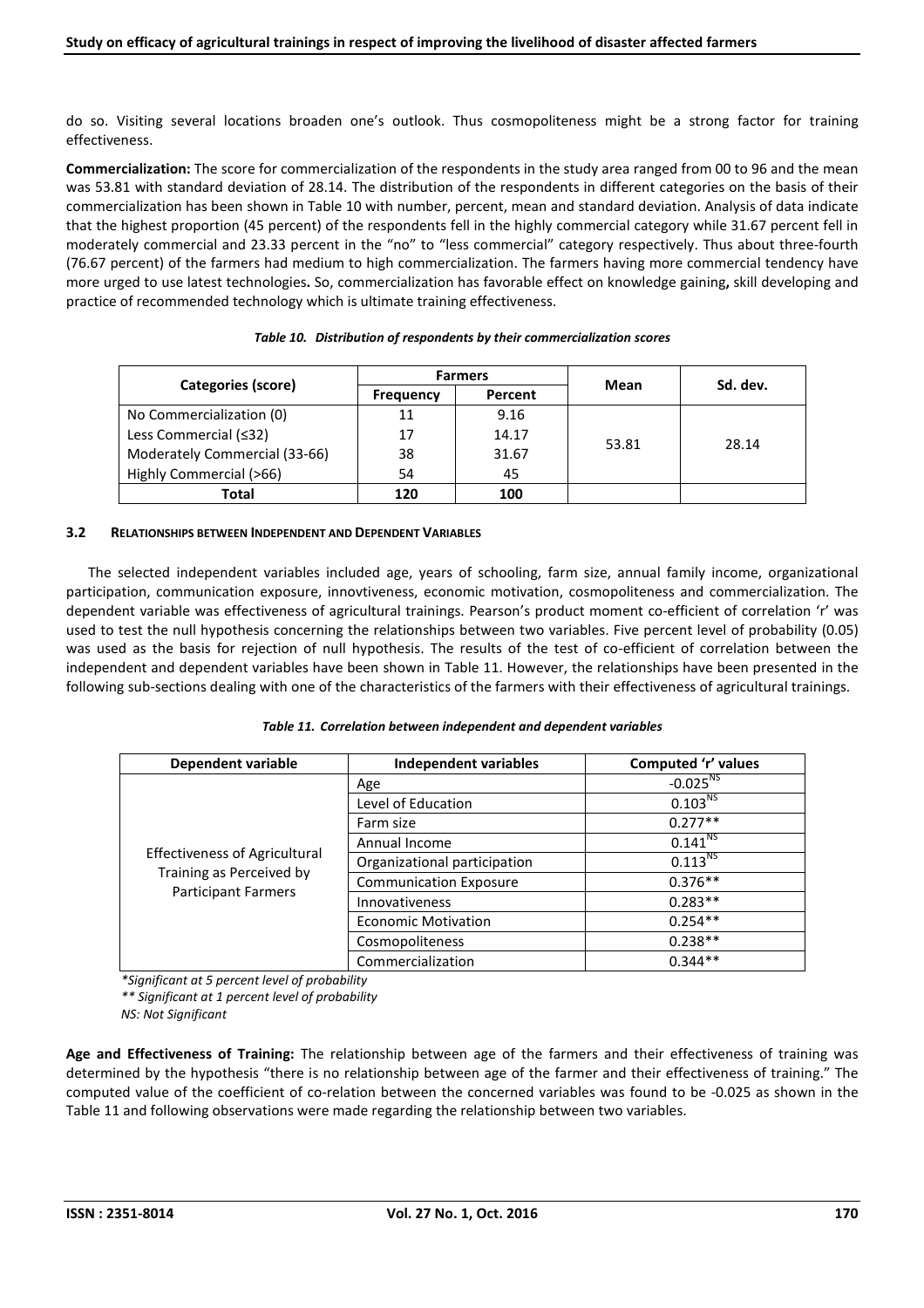do so. Visiting several locations broaden one's outlook. Thus cosmopoliteness might be a strong factor for training effectiveness.

**Commercialization:** The score for commercialization of the respondents in the study area ranged from 00 to 96 and the mean was 53.81 with standard deviation of 28.14. The distribution of the respondents in different categories on the basis of their commercialization has been shown in Table 10 with number, percent, mean and standard deviation. Analysis of data indicate that the highest proportion (45 percent) of the respondents fell in the highly commercial category while 31.67 percent fell in moderately commercial and 23.33 percent in the "no" to "less commercial" category respectively. Thus about three-fourth (76.67 percent) of the farmers had medium to high commercialization. The farmers having more commercial tendency have more urged to use latest technologies**.** So, commercialization has favorable effect on knowledge gaining**,** skill developing and practice of recommended technology which is ultimate training effectiveness.

*Table 10. Distribution of respondents by their commercialization scores*

| Categories (score) | Farmers | | Mean | Sd. dev. |
|---|---|---|---|---|
| | Frequency | Percent | | |
| No Commercialization (0) | 11 | 9.16 | 53.81 | 28.14 |
| Less Commercial (≤32) | 17 | 14.17 | | |
| Moderately Commercial (33-66) | 38 | 31.67 | | |
| Highly Commercial (>66) | 54 | 45 | | |
| **Total** | **120** | **100** | | |

### 3.2 Relationships between Independent and Dependent Variables

The selected independent variables included age, years of schooling, farm size, annual family income, organizational participation, communication exposure, innovtiveness, economic motivation, cosmopoliteness and commercialization. The dependent variable was effectiveness of agricultural trainings. Pearson's product moment co-efficient of correlation 'r' was used to test the null hypothesis concerning the relationships between two variables. Five percent level of probability (0.05) was used as the basis for rejection of null hypothesis. The results of the test of co-efficient of correlation between the independent and dependent variables have been shown in Table 11. However, the relationships have been presented in the following sub-sections dealing with one of the characteristics of the farmers with their effectiveness of agricultural trainings.

*Table 11. Correlation between independent and dependent variables*

| Dependent variable | Independent variables | Computed 'r' values |
|---|---|---|
| Effectiveness of Agricultural Training as Perceived by Participant Farmers | Age | -0.025 NS |
| | Level of Education | 0.103 NS |
| | Farm size | 0.277** |
| | Annual Income | 0.141 NS |
| | Organizational participation | 0.113 NS |
| | Communication Exposure | 0.376** |
| | Innovativeness | 0.283** |
| | Economic Motivation | 0.254** |
| | Cosmopoliteness | 0.238** |
| | Commercialization | 0.344** |

*\*Significant at 5 percent level of probability*

*\*\* Significant at 1 percent level of probability*

*NS: Not Significant*

**Age and Effectiveness of Training:** The relationship between age of the farmers and their effectiveness of training was determined by the hypothesis "there is no relationship between age of the farmer and their effectiveness of training." The computed value of the coefficient of co-relation between the concerned variables was found to be -0.025 as shown in the Table 11 and following observations were made regarding the relationship between two variables.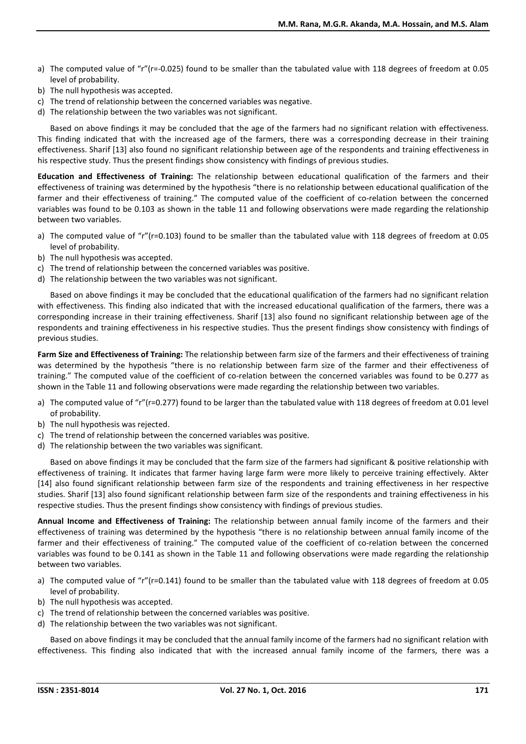a) The computed value of "r"(r=-0.025) found to be smaller than the tabulated value with 118 degrees of freedom at 0.05 level of probability.
b) The null hypothesis was accepted.
c) The trend of relationship between the concerned variables was negative.
d) The relationship between the two variables was not significant.

Based on above findings it may be concluded that the age of the farmers had no significant relation with effectiveness. This finding indicated that with the increased age of the farmers, there was a corresponding decrease in their training effectiveness. Sharif [13] also found no significant relationship between age of the respondents and training effectiveness in his respective study. Thus the present findings show consistency with findings of previous studies.

**Education and Effectiveness of Training:** The relationship between educational qualification of the farmers and their effectiveness of training was determined by the hypothesis "there is no relationship between educational qualification of the farmer and their effectiveness of training." The computed value of the coefficient of co-relation between the concerned variables was found to be 0.103 as shown in the table 11 and following observations were made regarding the relationship between two variables.

a) The computed value of "r"(r=0.103) found to be smaller than the tabulated value with 118 degrees of freedom at 0.05 level of probability.
b) The null hypothesis was accepted.
c) The trend of relationship between the concerned variables was positive.
d) The relationship between the two variables was not significant.

Based on above findings it may be concluded that the educational qualification of the farmers had no significant relation with effectiveness. This finding also indicated that with the increased educational qualification of the farmers, there was a corresponding increase in their training effectiveness. Sharif [13] also found no significant relationship between age of the respondents and training effectiveness in his respective studies. Thus the present findings show consistency with findings of previous studies.

**Farm Size and Effectiveness of Training:** The relationship between farm size of the farmers and their effectiveness of training was determined by the hypothesis "there is no relationship between farm size of the farmer and their effectiveness of training." The computed value of the coefficient of co-relation between the concerned variables was found to be 0.277 as shown in the Table 11 and following observations were made regarding the relationship between two variables.

a) The computed value of "r"(r=0.277) found to be larger than the tabulated value with 118 degrees of freedom at 0.01 level of probability.
b) The null hypothesis was rejected.
c) The trend of relationship between the concerned variables was positive.
d) The relationship between the two variables was significant.

Based on above findings it may be concluded that the farm size of the farmers had significant & positive relationship with effectiveness of training. It indicates that farmer having large farm were more likely to perceive training effectively. Akter [14] also found significant relationship between farm size of the respondents and training effectiveness in her respective studies. Sharif [13] also found significant relationship between farm size of the respondents and training effectiveness in his respective studies. Thus the present findings show consistency with findings of previous studies.

**Annual Income and Effectiveness of Training:** The relationship between annual family income of the farmers and their effectiveness of training was determined by the hypothesis "there is no relationship between annual family income of the farmer and their effectiveness of training." The computed value of the coefficient of co-relation between the concerned variables was found to be 0.141 as shown in the Table 11 and following observations were made regarding the relationship between two variables.

a) The computed value of "r"(r=0.141) found to be smaller than the tabulated value with 118 degrees of freedom at 0.05 level of probability.
b) The null hypothesis was accepted.
c) The trend of relationship between the concerned variables was positive.
d) The relationship between the two variables was not significant.

Based on above findings it may be concluded that the annual family income of the farmers had no significant relation with effectiveness. This finding also indicated that with the increased annual family income of the farmers, there was a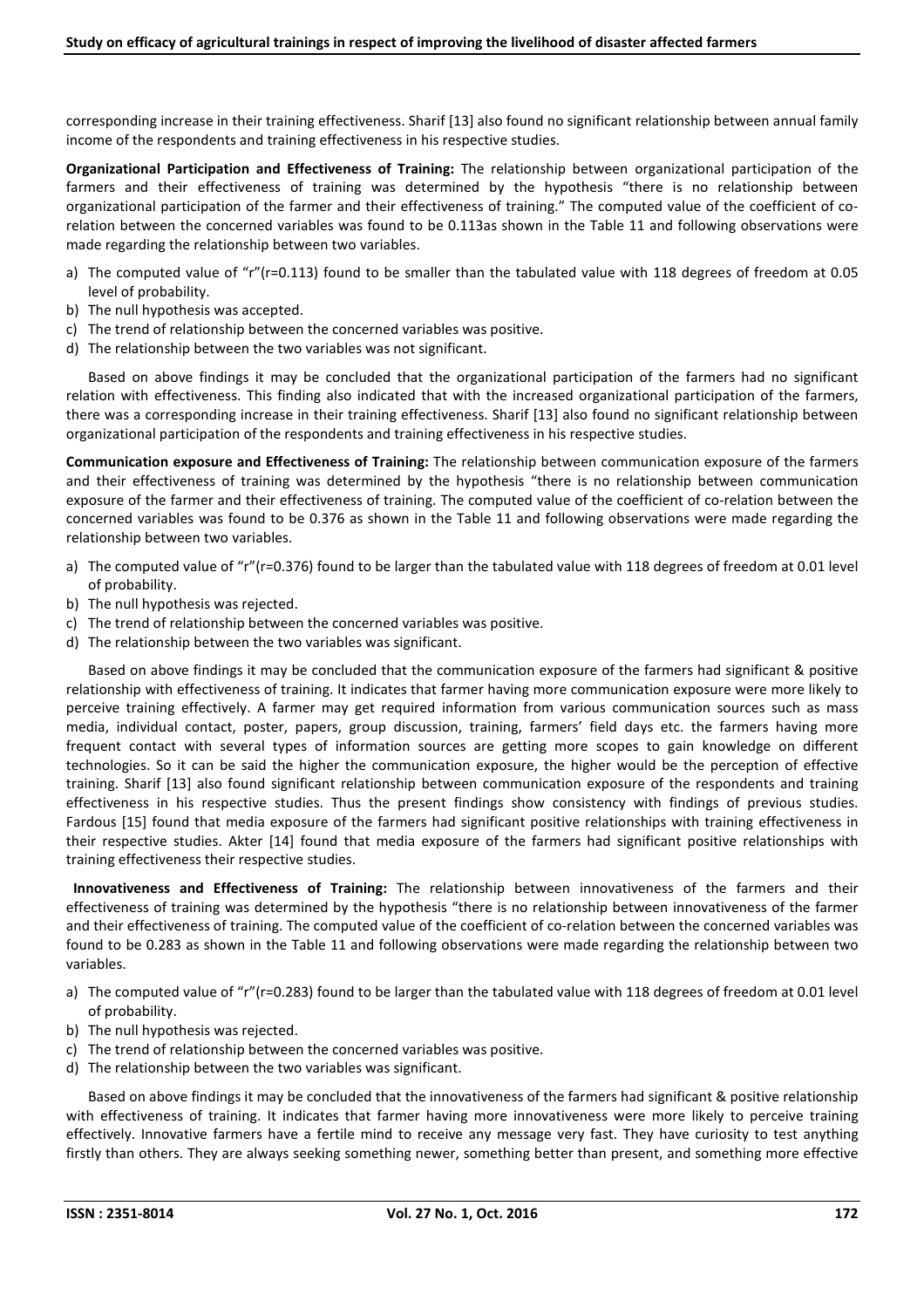corresponding increase in their training effectiveness. Sharif [13] also found no significant relationship between annual family income of the respondents and training effectiveness in his respective studies.

**Organizational Participation and Effectiveness of Training:** The relationship between organizational participation of the farmers and their effectiveness of training was determined by the hypothesis "there is no relationship between organizational participation of the farmer and their effectiveness of training." The computed value of the coefficient of co-relation between the concerned variables was found to be 0.113as shown in the Table 11 and following observations were made regarding the relationship between two variables.

a) The computed value of "r"(r=0.113) found to be smaller than the tabulated value with 118 degrees of freedom at 0.05 level of probability.
b) The null hypothesis was accepted.
c) The trend of relationship between the concerned variables was positive.
d) The relationship between the two variables was not significant.

Based on above findings it may be concluded that the organizational participation of the farmers had no significant relation with effectiveness. This finding also indicated that with the increased organizational participation of the farmers, there was a corresponding increase in their training effectiveness. Sharif [13] also found no significant relationship between organizational participation of the respondents and training effectiveness in his respective studies.

**Communication exposure and Effectiveness of Training:** The relationship between communication exposure of the farmers and their effectiveness of training was determined by the hypothesis "there is no relationship between communication exposure of the farmer and their effectiveness of training. The computed value of the coefficient of co-relation between the concerned variables was found to be 0.376 as shown in the Table 11 and following observations were made regarding the relationship between two variables.

a) The computed value of "r"(r=0.376) found to be larger than the tabulated value with 118 degrees of freedom at 0.01 level of probability.
b) The null hypothesis was rejected.
c) The trend of relationship between the concerned variables was positive.
d) The relationship between the two variables was significant.

Based on above findings it may be concluded that the communication exposure of the farmers had significant & positive relationship with effectiveness of training. It indicates that farmer having more communication exposure were more likely to perceive training effectively. A farmer may get required information from various communication sources such as mass media, individual contact, poster, papers, group discussion, training, farmers' field days etc. the farmers having more frequent contact with several types of information sources are getting more scopes to gain knowledge on different technologies. So it can be said the higher the communication exposure, the higher would be the perception of effective training. Sharif [13] also found significant relationship between communication exposure of the respondents and training effectiveness in his respective studies. Thus the present findings show consistency with findings of previous studies. Fardous [15] found that media exposure of the farmers had significant positive relationships with training effectiveness in their respective studies. Akter [14] found that media exposure of the farmers had significant positive relationships with training effectiveness their respective studies.

**Innovativeness and Effectiveness of Training:** The relationship between innovativeness of the farmers and their effectiveness of training was determined by the hypothesis "there is no relationship between innovativeness of the farmer and their effectiveness of training. The computed value of the coefficient of co-relation between the concerned variables was found to be 0.283 as shown in the Table 11 and following observations were made regarding the relationship between two variables.

a) The computed value of "r"(r=0.283) found to be larger than the tabulated value with 118 degrees of freedom at 0.01 level of probability.
b) The null hypothesis was rejected.
c) The trend of relationship between the concerned variables was positive.
d) The relationship between the two variables was significant.

Based on above findings it may be concluded that the innovativeness of the farmers had significant & positive relationship with effectiveness of training. It indicates that farmer having more innovativeness were more likely to perceive training effectively. Innovative farmers have a fertile mind to receive any message very fast. They have curiosity to test anything firstly than others. They are always seeking something newer, something better than present, and something more effective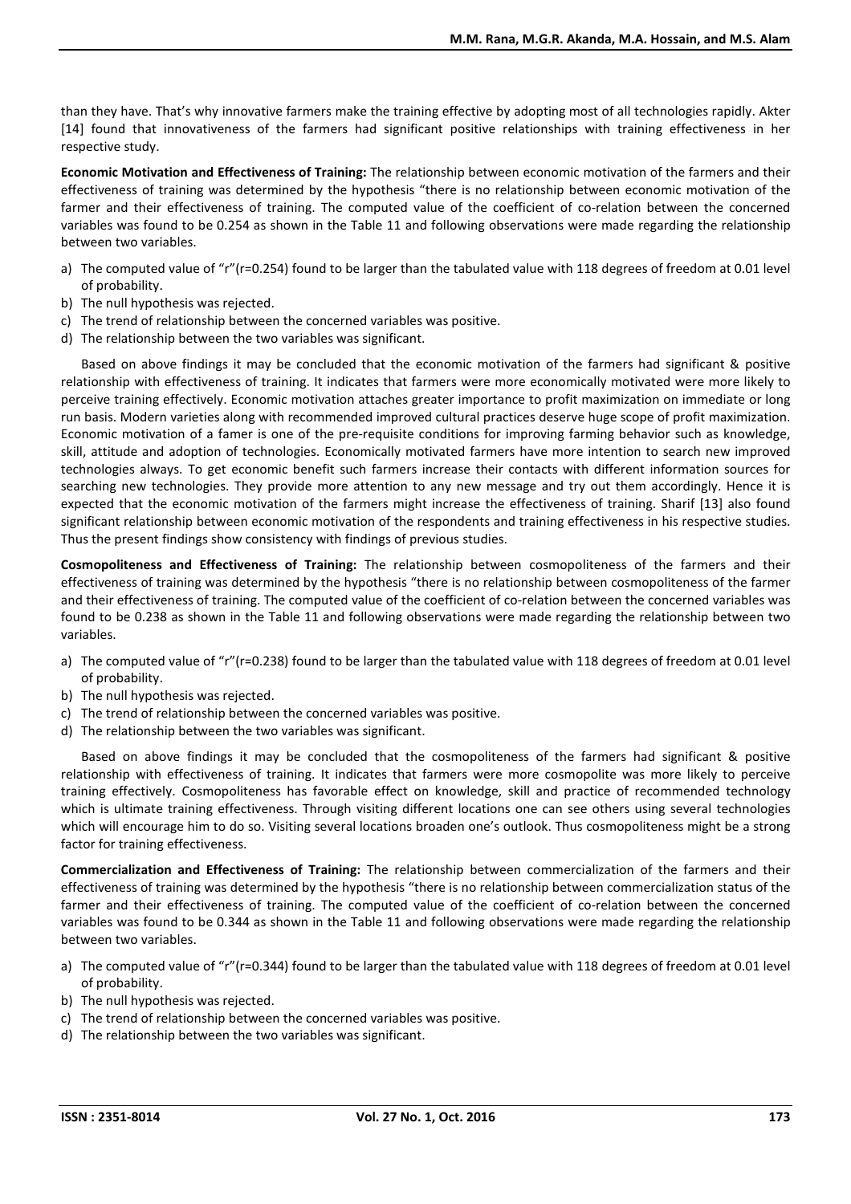than they have. That's why innovative farmers make the training effective by adopting most of all technologies rapidly. Akter [14] found that innovativeness of the farmers had significant positive relationships with training effectiveness in her respective study.

**Economic Motivation and Effectiveness of Training:** The relationship between economic motivation of the farmers and their effectiveness of training was determined by the hypothesis "there is no relationship between economic motivation of the farmer and their effectiveness of training. The computed value of the coefficient of co-relation between the concerned variables was found to be 0.254 as shown in the Table 11 and following observations were made regarding the relationship between two variables.

a) The computed value of "r"(r=0.254) found to be larger than the tabulated value with 118 degrees of freedom at 0.01 level of probability.
b) The null hypothesis was rejected.
c) The trend of relationship between the concerned variables was positive.
d) The relationship between the two variables was significant.

Based on above findings it may be concluded that the economic motivation of the farmers had significant & positive relationship with effectiveness of training. It indicates that farmers were more economically motivated were more likely to perceive training effectively. Economic motivation attaches greater importance to profit maximization on immediate or long run basis. Modern varieties along with recommended improved cultural practices deserve huge scope of profit maximization. Economic motivation of a famer is one of the pre-requisite conditions for improving farming behavior such as knowledge, skill, attitude and adoption of technologies. Economically motivated farmers have more intention to search new improved technologies always. To get economic benefit such farmers increase their contacts with different information sources for searching new technologies. They provide more attention to any new message and try out them accordingly. Hence it is expected that the economic motivation of the farmers might increase the effectiveness of training. Sharif [13] also found significant relationship between economic motivation of the respondents and training effectiveness in his respective studies. Thus the present findings show consistency with findings of previous studies.

**Cosmopoliteness and Effectiveness of Training:** The relationship between cosmopoliteness of the farmers and their effectiveness of training was determined by the hypothesis "there is no relationship between cosmopoliteness of the farmer and their effectiveness of training. The computed value of the coefficient of co-relation between the concerned variables was found to be 0.238 as shown in the Table 11 and following observations were made regarding the relationship between two variables.

a) The computed value of "r"(r=0.238) found to be larger than the tabulated value with 118 degrees of freedom at 0.01 level of probability.
b) The null hypothesis was rejected.
c) The trend of relationship between the concerned variables was positive.
d) The relationship between the two variables was significant.

Based on above findings it may be concluded that the cosmopoliteness of the farmers had significant & positive relationship with effectiveness of training. It indicates that farmers were more cosmopolite was more likely to perceive training effectively. Cosmopoliteness has favorable effect on knowledge, skill and practice of recommended technology which is ultimate training effectiveness. Through visiting different locations one can see others using several technologies which will encourage him to do so. Visiting several locations broaden one's outlook. Thus cosmopoliteness might be a strong factor for training effectiveness.

**Commercialization and Effectiveness of Training:** The relationship between commercialization of the farmers and their effectiveness of training was determined by the hypothesis "there is no relationship between commercialization status of the farmer and their effectiveness of training. The computed value of the coefficient of co-relation between the concerned variables was found to be 0.344 as shown in the Table 11 and following observations were made regarding the relationship between two variables.

a) The computed value of "r"(r=0.344) found to be larger than the tabulated value with 118 degrees of freedom at 0.01 level of probability.
b) The null hypothesis was rejected.
c) The trend of relationship between the concerned variables was positive.
d) The relationship between the two variables was significant.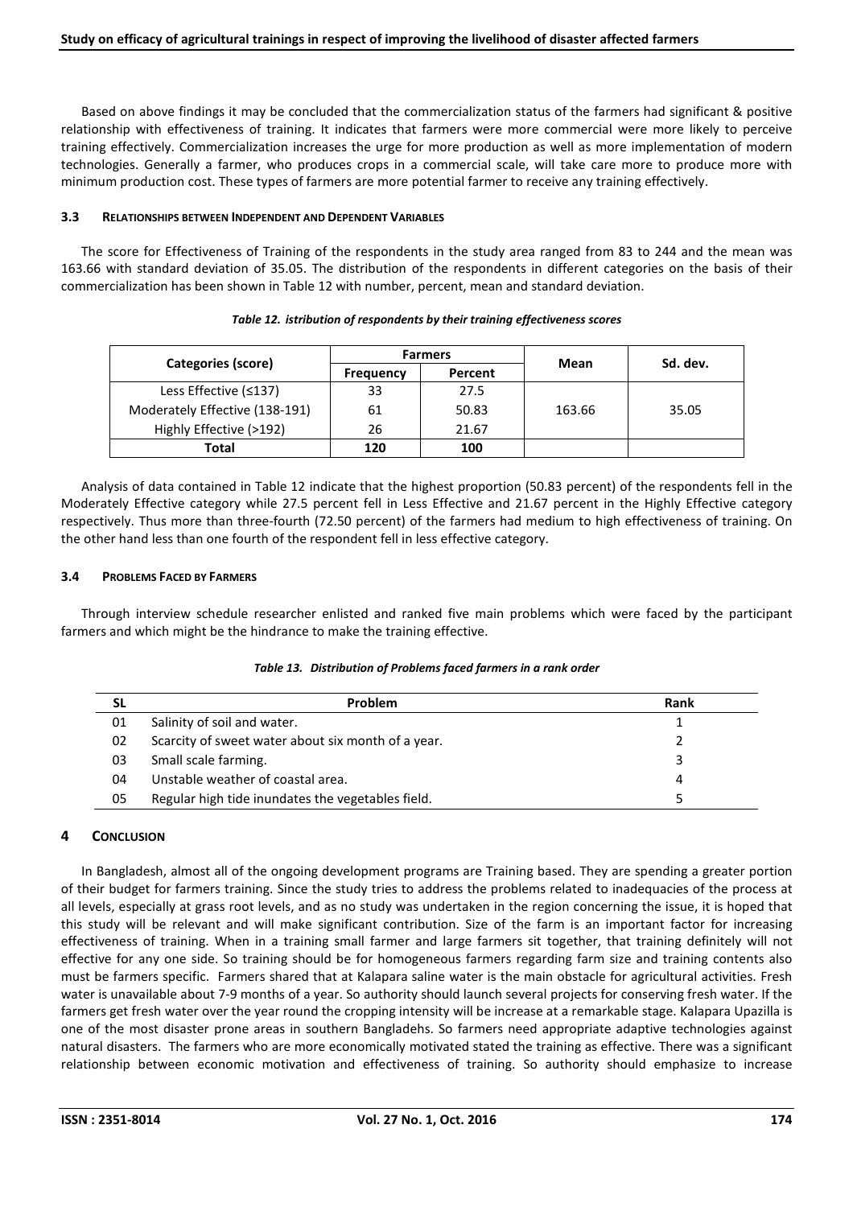Based on above findings it may be concluded that the commercialization status of the farmers had significant & positive relationship with effectiveness of training. It indicates that farmers were more commercial were more likely to perceive training effectively. Commercialization increases the urge for more production as well as more implementation of modern technologies. Generally a farmer, who produces crops in a commercial scale, will take care more to produce more with minimum production cost. These types of farmers are more potential farmer to receive any training effectively.

### 3.3 Relationships between Independent and Dependent Variables

The score for Effectiveness of Training of the respondents in the study area ranged from 83 to 244 and the mean was 163.66 with standard deviation of 35.05. The distribution of the respondents in different categories on the basis of their commercialization has been shown in Table 12 with number, percent, mean and standard deviation.

*Table 12. istribution of respondents by their training effectiveness scores*

| Categories (score) | Farmers | | Mean | Sd. dev. |
|---|---|---|---|---|
| | Frequency | Percent | | |
| Less Effective (≤137) | 33 | 27.5 | 163.66 | 35.05 |
| Moderately Effective (138-191) | 61 | 50.83 | | |
| Highly Effective (>192) | 26 | 21.67 | | |
| **Total** | **120** | **100** | | |

Analysis of data contained in Table 12 indicate that the highest proportion (50.83 percent) of the respondents fell in the Moderately Effective category while 27.5 percent fell in Less Effective and 21.67 percent in the Highly Effective category respectively. Thus more than three-fourth (72.50 percent) of the farmers had medium to high effectiveness of training. On the other hand less than one fourth of the respondent fell in less effective category.

### 3.4 Problems Faced by Farmers

Through interview schedule researcher enlisted and ranked five main problems which were faced by the participant farmers and which might be the hindrance to make the training effective.

*Table 13. Distribution of Problems faced farmers in a rank order*

| SL | Problem | Rank |
|---|---|---|
| 01 | Salinity of soil and water. | 1 |
| 02 | Scarcity of sweet water about six month of a year. | 2 |
| 03 | Small scale farming. | 3 |
| 04 | Unstable weather of coastal area. | 4 |
| 05 | Regular high tide inundates the vegetables field. | 5 |

## 4 Conclusion

In Bangladesh, almost all of the ongoing development programs are Training based. They are spending a greater portion of their budget for farmers training. Since the study tries to address the problems related to inadequacies of the process at all levels, especially at grass root levels, and as no study was undertaken in the region concerning the issue, it is hoped that this study will be relevant and will make significant contribution. Size of the farm is an important factor for increasing effectiveness of training. When in a training small farmer and large farmers sit together, that training definitely will not effective for any one side. So training should be for homogeneous farmers regarding farm size and training contents also must be farmers specific. Farmers shared that at Kalapara saline water is the main obstacle for agricultural activities. Fresh water is unavailable about 7-9 months of a year. So authority should launch several projects for conserving fresh water. If the farmers get fresh water over the year round the cropping intensity will be increase at a remarkable stage. Kalapara Upazilla is one of the most disaster prone areas in southern Bangladehs. So farmers need appropriate adaptive technologies against natural disasters. The farmers who are more economically motivated stated the training as effective. There was a significant relationship between economic motivation and effectiveness of training. So authority should emphasize to increase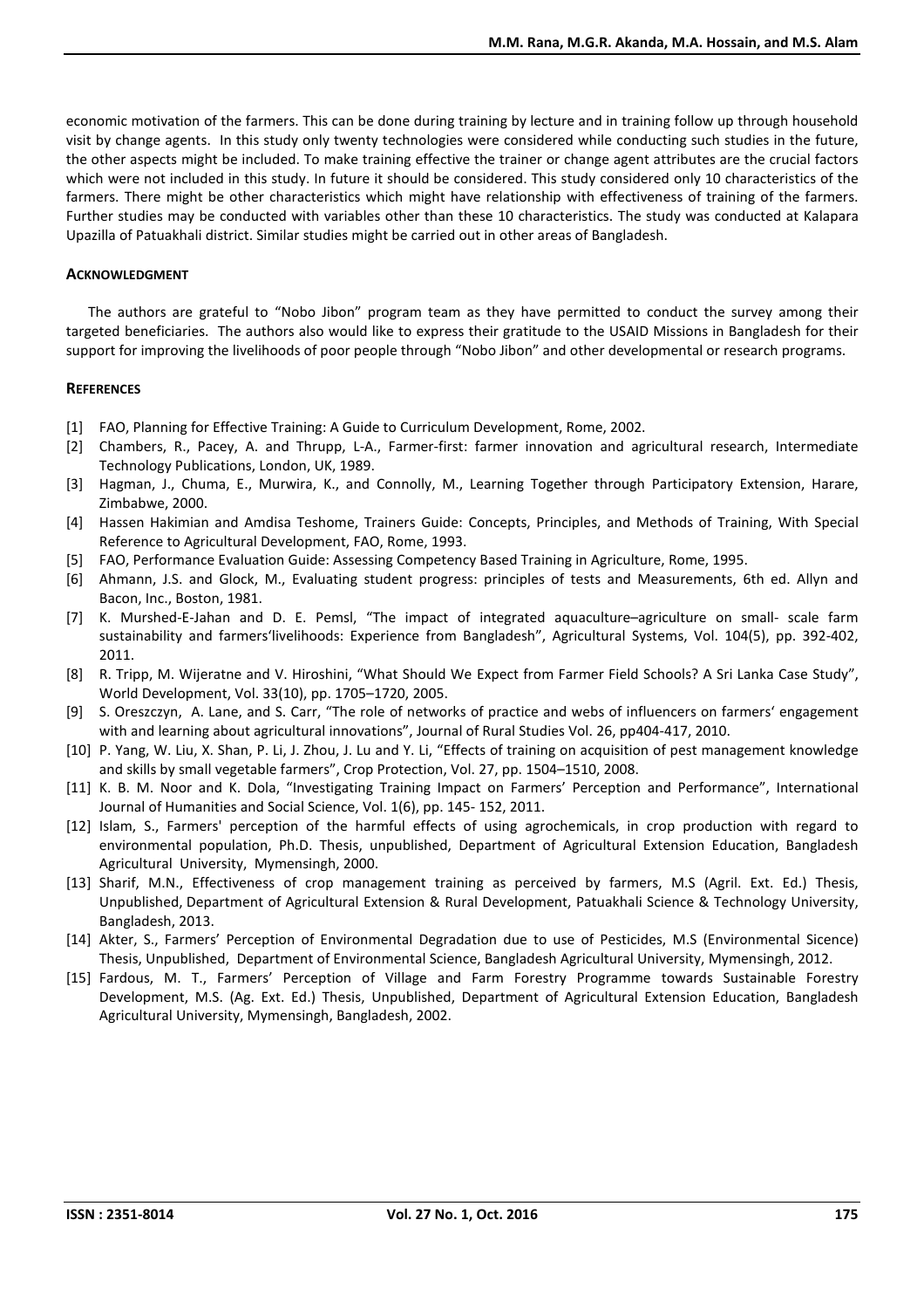economic motivation of the farmers. This can be done during training by lecture and in training follow up through household visit by change agents. In this study only twenty technologies were considered while conducting such studies in the future, the other aspects might be included. To make training effective the trainer or change agent attributes are the crucial factors which were not included in this study. In future it should be considered. This study considered only 10 characteristics of the farmers. There might be other characteristics which might have relationship with effectiveness of training of the farmers. Further studies may be conducted with variables other than these 10 characteristics. The study was conducted at Kalapara Upazilla of Patuakhali district. Similar studies might be carried out in other areas of Bangladesh.

## ACKNOWLEDGMENT

The authors are grateful to "Nobo Jibon" program team as they have permitted to conduct the survey among their targeted beneficiaries. The authors also would like to express their gratitude to the USAID Missions in Bangladesh for their support for improving the livelihoods of poor people through "Nobo Jibon" and other developmental or research programs.

## REFERENCES

[1] FAO, Planning for Effective Training: A Guide to Curriculum Development, Rome, 2002.

[2] Chambers, R., Pacey, A. and Thrupp, L-A., Farmer-first: farmer innovation and agricultural research, Intermediate Technology Publications, London, UK, 1989.

[3] Hagman, J., Chuma, E., Murwira, K., and Connolly, M., Learning Together through Participatory Extension, Harare, Zimbabwe, 2000.

[4] Hassen Hakimian and Amdisa Teshome, Trainers Guide: Concepts, Principles, and Methods of Training, With Special Reference to Agricultural Development, FAO, Rome, 1993.

[5] FAO, Performance Evaluation Guide: Assessing Competency Based Training in Agriculture, Rome, 1995.

[6] Ahmann, J.S. and Glock, M., Evaluating student progress: principles of tests and Measurements, 6th ed. Allyn and Bacon, Inc., Boston, 1981.

[7] K. Murshed-E-Jahan and D. E. Pemsl, "The impact of integrated aquaculture–agriculture on small- scale farm sustainability and farmers'livelihoods: Experience from Bangladesh", Agricultural Systems, Vol. 104(5), pp. 392-402, 2011.

[8] R. Tripp, M. Wijeratne and V. Hiroshini, "What Should We Expect from Farmer Field Schools? A Sri Lanka Case Study", World Development, Vol. 33(10), pp. 1705–1720, 2005.

[9] S. Oreszczyn, A. Lane, and S. Carr, "The role of networks of practice and webs of influencers on farmers' engagement with and learning about agricultural innovations", Journal of Rural Studies Vol. 26, pp404-417, 2010.

[10] P. Yang, W. Liu, X. Shan, P. Li, J. Zhou, J. Lu and Y. Li, "Effects of training on acquisition of pest management knowledge and skills by small vegetable farmers", Crop Protection, Vol. 27, pp. 1504–1510, 2008.

[11] K. B. M. Noor and K. Dola, "Investigating Training Impact on Farmers' Perception and Performance", International Journal of Humanities and Social Science, Vol. 1(6), pp. 145- 152, 2011.

[12] Islam, S., Farmers' perception of the harmful effects of using agrochemicals, in crop production with regard to environmental population, Ph.D. Thesis, unpublished, Department of Agricultural Extension Education, Bangladesh Agricultural University, Mymensingh, 2000.

[13] Sharif, M.N., Effectiveness of crop management training as perceived by farmers, M.S (Agril. Ext. Ed.) Thesis, Unpublished, Department of Agricultural Extension & Rural Development, Patuakhali Science & Technology University, Bangladesh, 2013.

[14] Akter, S., Farmers' Perception of Environmental Degradation due to use of Pesticides, M.S (Environmental Sicence) Thesis, Unpublished, Department of Environmental Science, Bangladesh Agricultural University, Mymensingh, 2012.

[15] Fardous, M. T., Farmers' Perception of Village and Farm Forestry Programme towards Sustainable Forestry Development, M.S. (Ag. Ext. Ed.) Thesis, Unpublished, Department of Agricultural Extension Education, Bangladesh Agricultural University, Mymensingh, Bangladesh, 2002.